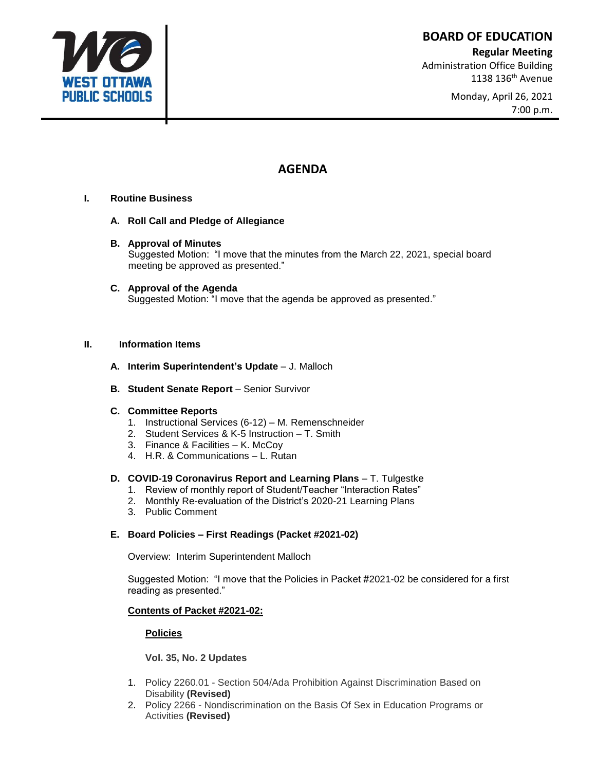**WEST OTTAWA PUBLIC SCHOOLS**

# BOARD OF EDUCATION

**Regular Meeting**
Administration Office Building
1138 136th Avenue

Monday, April 26, 2021
7:00 p.m.

## AGENDA

**I. Routine Business**

**A. Roll Call and Pledge of Allegiance**

**B. Approval of Minutes**
Suggested Motion: "I move that the minutes from the March 22, 2021, special board meeting be approved as presented."

**C. Approval of the Agenda**
Suggested Motion: "I move that the agenda be approved as presented."

**II. Information Items**

**A. Interim Superintendent's Update** – J. Malloch

**B. Student Senate Report** – Senior Survivor

**C. Committee Reports**

1. Instructional Services (6-12) – M. Remenschneider
2. Student Services & K-5 Instruction – T. Smith
3. Finance & Facilities – K. McCoy
4. H.R. & Communications – L. Rutan

**D. COVID-19 Coronavirus Report and Learning Plans** – T. Tulgestke

1. Review of monthly report of Student/Teacher "Interaction Rates"
2. Monthly Re-evaluation of the District's 2020-21 Learning Plans
3. Public Comment

**E. Board Policies – First Readings (Packet #2021-02)**

Overview: Interim Superintendent Malloch

Suggested Motion: "I move that the Policies in Packet #2021-02 be considered for a first reading as presented."

**Contents of Packet #2021-02:**

**Policies**

**Vol. 35, No. 2 Updates**

1. Policy 2260.01 - Section 504/Ada Prohibition Against Discrimination Based on Disability **(Revised)**
2. Policy 2266 - Nondiscrimination on the Basis Of Sex in Education Programs or Activities **(Revised)**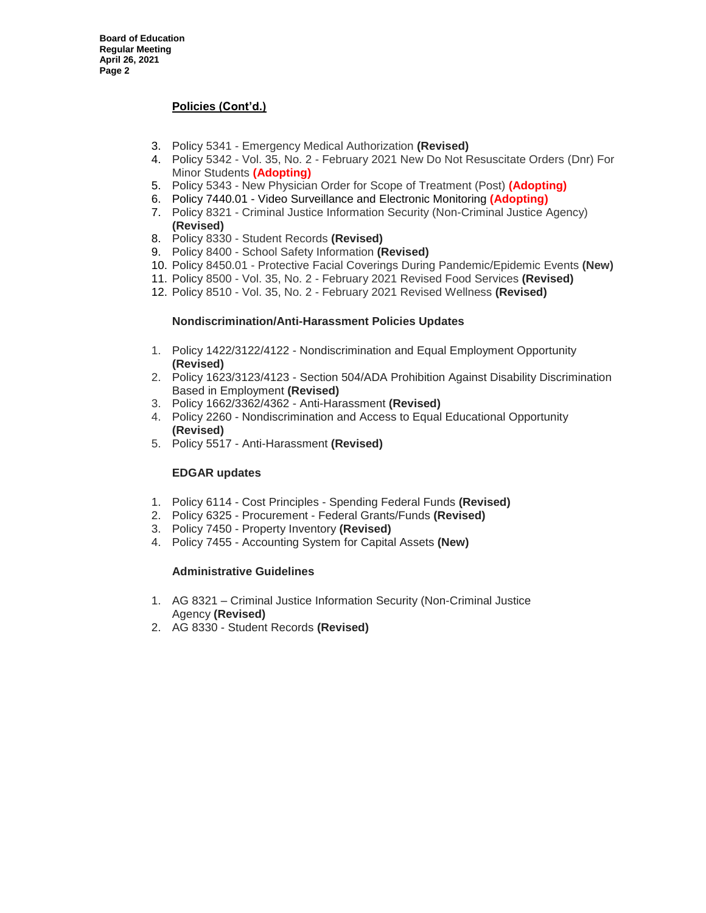**Policies (Cont'd.)**

3. Policy 5341 - Emergency Medical Authorization **(Revised)**
4. Policy 5342 - Vol. 35, No. 2 - February 2021 New Do Not Resuscitate Orders (Dnr) For Minor Students **(Adopting)**
5. Policy 5343 - New Physician Order for Scope of Treatment (Post) **(Adopting)**
6. Policy 7440.01 - Video Surveillance and Electronic Monitoring **(Adopting)**
7. Policy 8321 - Criminal Justice Information Security (Non-Criminal Justice Agency) **(Revised)**
8. Policy 8330 - Student Records **(Revised)**
9. Policy 8400 - School Safety Information **(Revised)**
10. Policy 8450.01 - Protective Facial Coverings During Pandemic/Epidemic Events **(New)**
11. Policy 8500 - Vol. 35, No. 2 - February 2021 Revised Food Services **(Revised)**
12. Policy 8510 - Vol. 35, No. 2 - February 2021 Revised Wellness **(Revised)**

**Nondiscrimination/Anti-Harassment Policies Updates**

1. Policy 1422/3122/4122 - Nondiscrimination and Equal Employment Opportunity **(Revised)**
2. Policy 1623/3123/4123 - Section 504/ADA Prohibition Against Disability Discrimination Based in Employment **(Revised)**
3. Policy 1662/3362/4362 - Anti-Harassment **(Revised)**
4. Policy 2260 - Nondiscrimination and Access to Equal Educational Opportunity **(Revised)**
5. Policy 5517 - Anti-Harassment **(Revised)**

**EDGAR updates**

1. Policy 6114 - Cost Principles - Spending Federal Funds **(Revised)**
2. Policy 6325 - Procurement - Federal Grants/Funds **(Revised)**
3. Policy 7450 - Property Inventory **(Revised)**
4. Policy 7455 - Accounting System for Capital Assets **(New)**

**Administrative Guidelines**

1. AG 8321 – Criminal Justice Information Security (Non-Criminal Justice Agency **(Revised)**
2. AG 8330 - Student Records **(Revised)**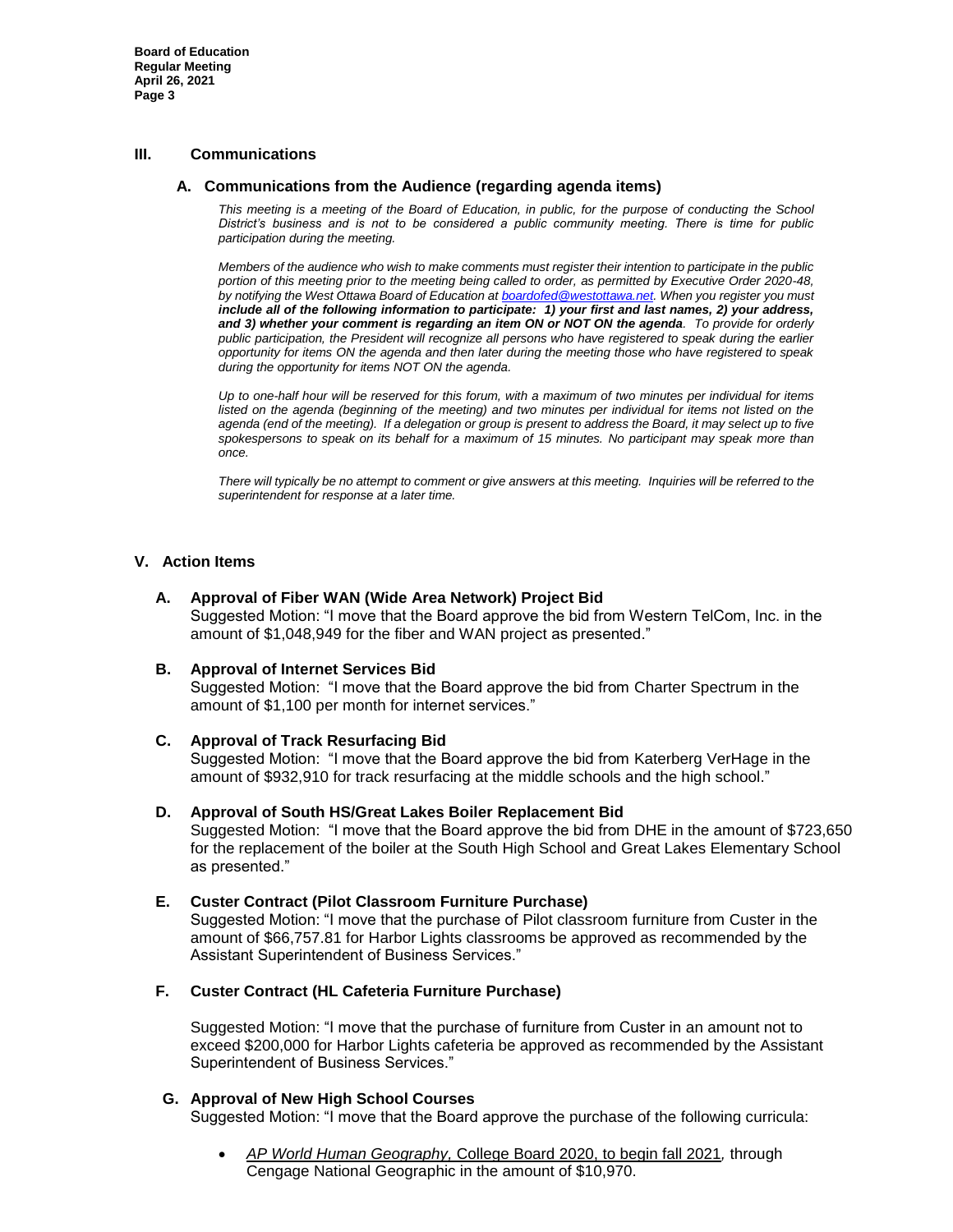## III. Communications

### A. Communications from the Audience (regarding agenda items)

*This meeting is a meeting of the Board of Education, in public, for the purpose of conducting the School District's business and is not to be considered a public community meeting. There is time for public participation during the meeting.*

*Members of the audience who wish to make comments must register their intention to participate in the public portion of this meeting prior to the meeting being called to order, as permitted by Executive Order 2020-48, by notifying the West Ottawa Board of Education at boardofed@westottawa.net. When you register you must* ***include all of the following information to participate: 1) your first and last names, 2) your address, and 3) whether your comment is regarding an item ON or NOT ON the agenda****. To provide for orderly public participation, the President will recognize all persons who have registered to speak during the earlier opportunity for items ON the agenda and then later during the meeting those who have registered to speak during the opportunity for items NOT ON the agenda.*

*Up to one-half hour will be reserved for this forum, with a maximum of two minutes per individual for items listed on the agenda (beginning of the meeting) and two minutes per individual for items not listed on the agenda (end of the meeting). If a delegation or group is present to address the Board, it may select up to five spokespersons to speak on its behalf for a maximum of 15 minutes. No participant may speak more than once.*

*There will typically be no attempt to comment or give answers at this meeting. Inquiries will be referred to the superintendent for response at a later time.*

## V. Action Items

**A. Approval of Fiber WAN (Wide Area Network) Project Bid**
Suggested Motion: "I move that the Board approve the bid from Western TelCom, Inc. in the amount of $1,048,949 for the fiber and WAN project as presented."

**B. Approval of Internet Services Bid**
Suggested Motion: "I move that the Board approve the bid from Charter Spectrum in the amount of $1,100 per month for internet services."

**C. Approval of Track Resurfacing Bid**
Suggested Motion: "I move that the Board approve the bid from Katerberg VerHage in the amount of $932,910 for track resurfacing at the middle schools and the high school."

**D. Approval of South HS/Great Lakes Boiler Replacement Bid**
Suggested Motion: "I move that the Board approve the bid from DHE in the amount of $723,650 for the replacement of the boiler at the South High School and Great Lakes Elementary School as presented."

**E. Custer Contract (Pilot Classroom Furniture Purchase)**
Suggested Motion: "I move that the purchase of Pilot classroom furniture from Custer in the amount of $66,757.81 for Harbor Lights classrooms be approved as recommended by the Assistant Superintendent of Business Services."

**F. Custer Contract (HL Cafeteria Furniture Purchase)**

Suggested Motion: "I move that the purchase of furniture from Custer in an amount not to exceed $200,000 for Harbor Lights cafeteria be approved as recommended by the Assistant Superintendent of Business Services."

**G. Approval of New High School Courses**
Suggested Motion: "I move that the Board approve the purchase of the following curricula:

- *AP World Human Geography,* College Board 2020, to begin fall 2021*,* through Cengage National Geographic in the amount of $10,970.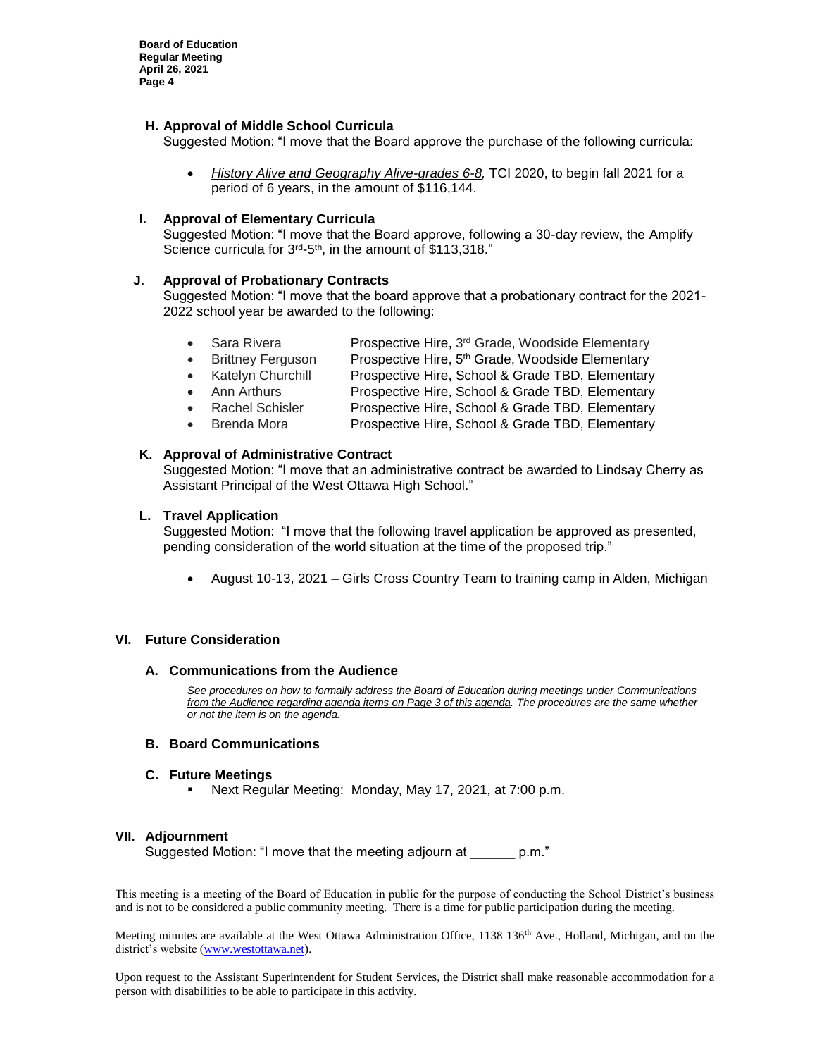### H. Approval of Middle School Curricula

Suggested Motion: "I move that the Board approve the purchase of the following curricula:

- *History Alive and Geography Alive-grades 6-8,* TCI 2020, to begin fall 2021 for a period of 6 years, in the amount of $116,144.

### I. Approval of Elementary Curricula

Suggested Motion: "I move that the Board approve, following a 30-day review, the Amplify Science curricula for 3rd-5th, in the amount of $113,318."

### J. Approval of Probationary Contracts

Suggested Motion: "I move that the board approve that a probationary contract for the 2021-2022 school year be awarded to the following:

- Sara Rivera — Prospective Hire, 3rd Grade, Woodside Elementary
- Brittney Ferguson — Prospective Hire, 5th Grade, Woodside Elementary
- Katelyn Churchill — Prospective Hire, School & Grade TBD, Elementary
- Ann Arthurs — Prospective Hire, School & Grade TBD, Elementary
- Rachel Schisler — Prospective Hire, School & Grade TBD, Elementary
- Brenda Mora — Prospective Hire, School & Grade TBD, Elementary

### K. Approval of Administrative Contract

Suggested Motion: "I move that an administrative contract be awarded to Lindsay Cherry as Assistant Principal of the West Ottawa High School."

### L. Travel Application

Suggested Motion: "I move that the following travel application be approved as presented, pending consideration of the world situation at the time of the proposed trip."

- August 10-13, 2021 – Girls Cross Country Team to training camp in Alden, Michigan

## VI. Future Consideration

### A. Communications from the Audience

*See procedures on how to formally address the Board of Education during meetings under Communications from the Audience regarding agenda items on Page 3 of this agenda. The procedures are the same whether or not the item is on the agenda.*

### B. Board Communications

### C. Future Meetings

- Next Regular Meeting: Monday, May 17, 2021, at 7:00 p.m.

## VII. Adjournment

Suggested Motion: "I move that the meeting adjourn at ______ p.m."

This meeting is a meeting of the Board of Education in public for the purpose of conducting the School District's business and is not to be considered a public community meeting. There is a time for public participation during the meeting.

Meeting minutes are available at the West Ottawa Administration Office, 1138 136th Ave., Holland, Michigan, and on the district's website (www.westottawa.net).

Upon request to the Assistant Superintendent for Student Services, the District shall make reasonable accommodation for a person with disabilities to be able to participate in this activity.